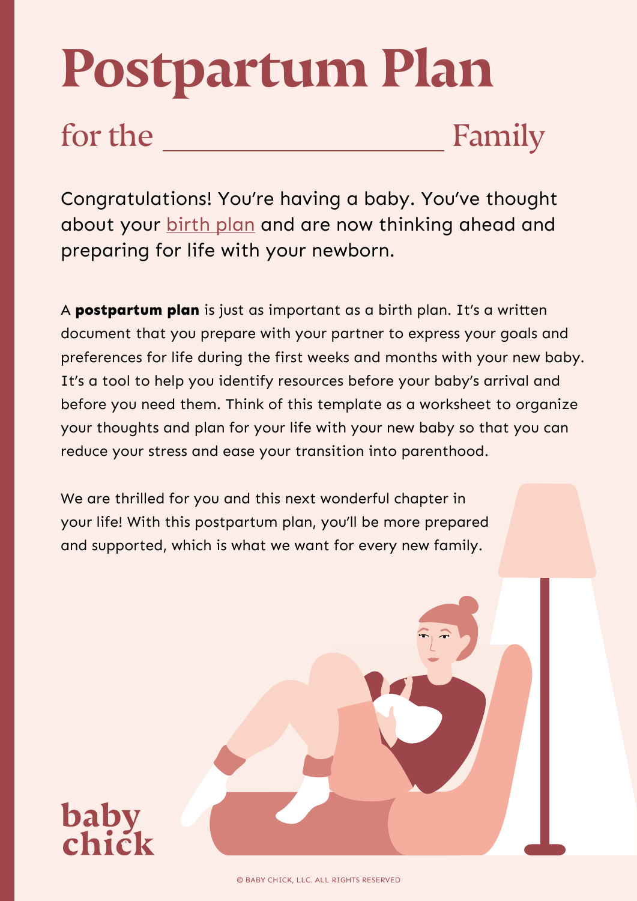# Postpartum Plan

## for the ____________________ Family

Congratulations! You're having a baby. You've thought about your birth plan and are now thinking ahead and preparing for life with your newborn.

A **postpartum plan** is just as important as a birth plan. It's a written document that you prepare with your partner to express your goals and preferences for life during the first weeks and months with your new baby. It's a tool to help you identify resources before your baby's arrival and before you need them. Think of this template as a worksheet to organize your thoughts and plan for your life with your new baby so that you can reduce your stress and ease your transition into parenthood.

We are thrilled for you and this next wonderful chapter in your life! With this postpartum plan, you'll be more prepared and supported, which is what we want for every new family.

baby chick

© BABY CHICK, LLC. ALL RIGHTS RESERVED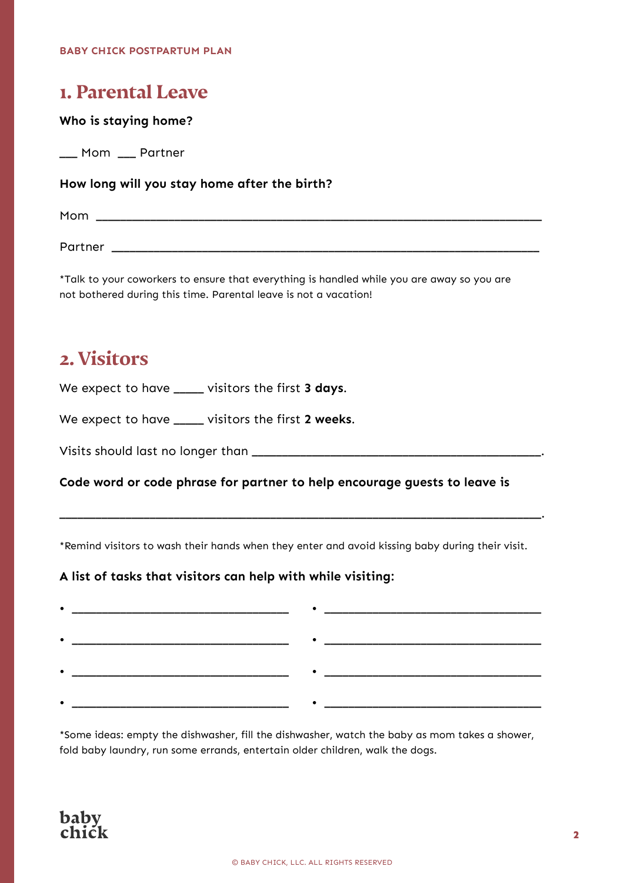## 1. Parental Leave

**Who is staying home?**

___ Mom ___ Partner

**How long will you stay home after the birth?**

Mom ______________________________________________________________

Partner ______________________________________________________________

*Talk to your coworkers to ensure that everything is handled while you are away so you are not bothered during this time. Parental leave is not a vacation!

## 2. Visitors

We expect to have _____ visitors the first **3 days**.

We expect to have _____ visitors the first **2 weeks**.

Visits should last no longer than ____________________________________________.

**Code word or code phrase for partner to help encourage guests to leave is**

______________________________________________________________________________.

*Remind visitors to wash their hands when they enter and avoid kissing baby during their visit.

**A list of tasks that visitors can help with while visiting:**

- ________________________________
- ________________________________
- ________________________________
- ________________________________
- ________________________________
- ________________________________
- ________________________________
- ________________________________

*Some ideas: empty the dishwasher, fill the dishwasher, watch the baby as mom takes a shower, fold baby laundry, run some errands, entertain older children, walk the dogs.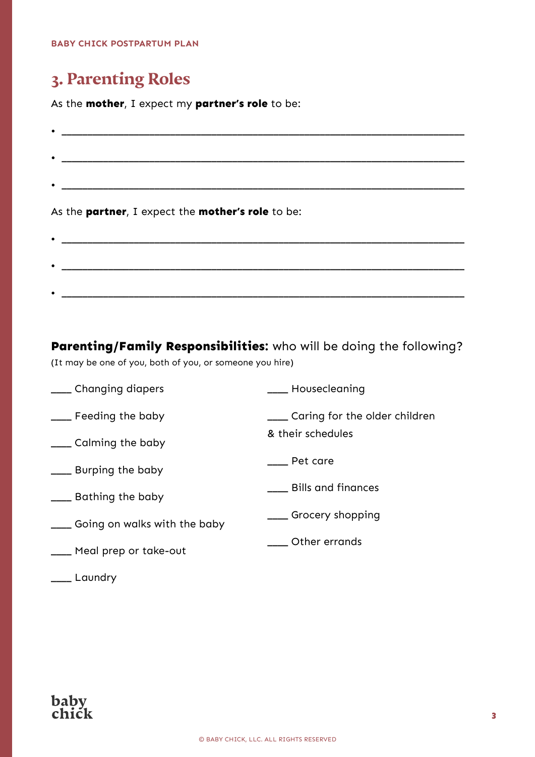## 3. Parenting Roles

As the **mother**, I expect my **partner's role** to be:

- ______________________________________________
- ______________________________________________
- ______________________________________________

As the **partner**, I expect the **mother's role** to be:

- ______________________________________________
- ______________________________________________
- ______________________________________________

**Parenting/Family Responsibilities:** who will be doing the following?
(It may be one of you, both of you, or someone you hire)

____ Changing diapers

____ Feeding the baby

____ Calming the baby

____ Burping the baby

____ Bathing the baby

____ Going on walks with the baby

____ Meal prep or take-out

____ Laundry

____ Housecleaning

____ Caring for the older children & their schedules

____ Pet care

____ Bills and finances

____ Grocery shopping

____ Other errands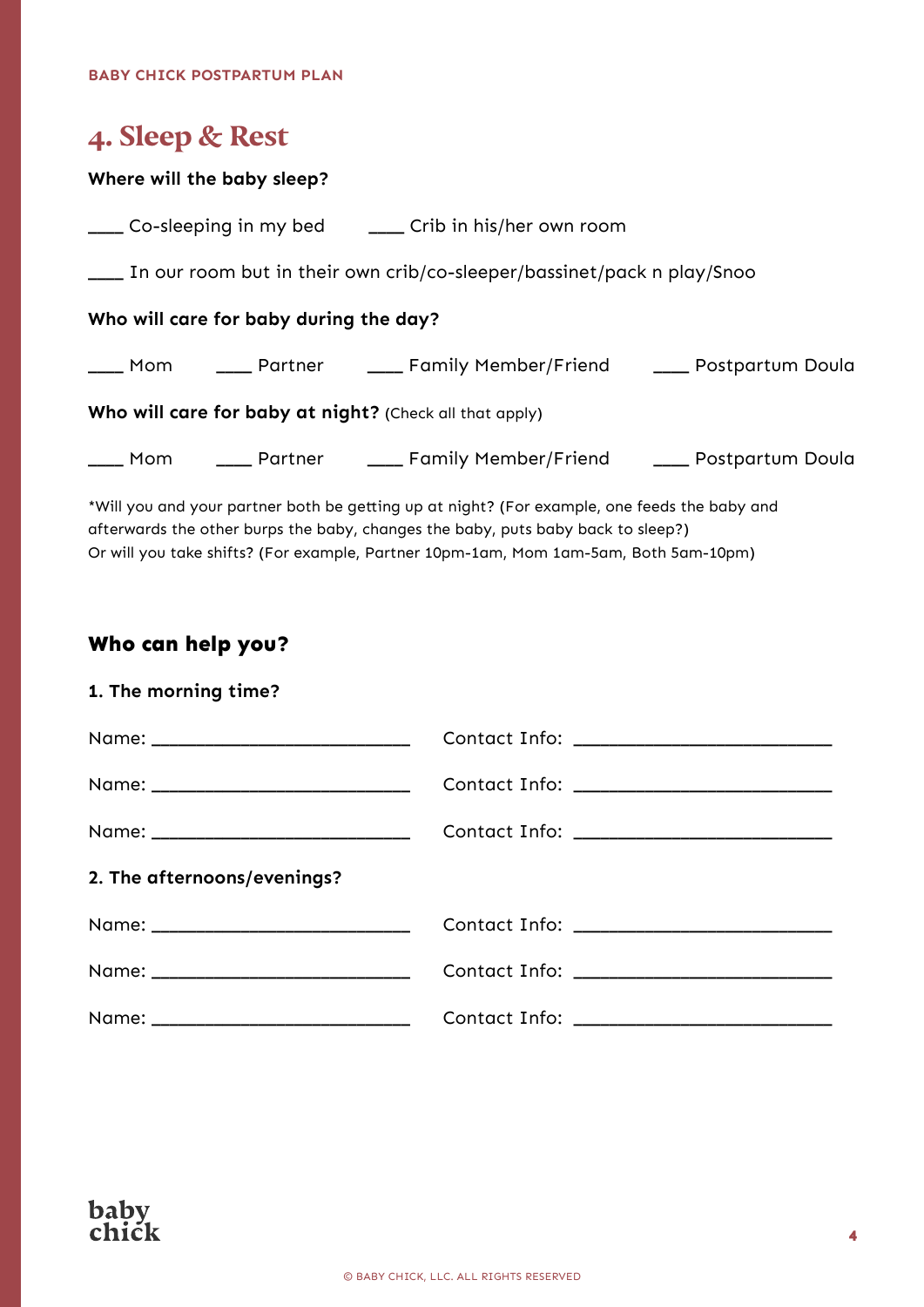## 4. Sleep & Rest

**Where will the baby sleep?**

____ Co-sleeping in my bed ____ Crib in his/her own room

____ In our room but in their own crib/co-sleeper/bassinet/pack n play/Snoo

**Who will care for baby during the day?**

____ Mom ____ Partner ____ Family Member/Friend ____ Postpartum Doula

**Who will care for baby at night?** (Check all that apply)

____ Mom ____ Partner ____ Family Member/Friend ____ Postpartum Doula

*Will you and your partner both be getting up at night? (For example, one feeds the baby and afterwards the other burps the baby, changes the baby, puts baby back to sleep?)
Or will you take shifts? (For example, Partner 10pm-1am, Mom 1am-5am, Both 5am-10pm)

### Who can help you?

**1. The morning time?**

Name: ______________________ Contact Info: ______________________

Name: ______________________ Contact Info: ______________________

Name: ______________________ Contact Info: ______________________

**2. The afternoons/evenings?**

Name: ______________________ Contact Info: ______________________

Name: ______________________ Contact Info: ______________________

Name: ______________________ Contact Info: ______________________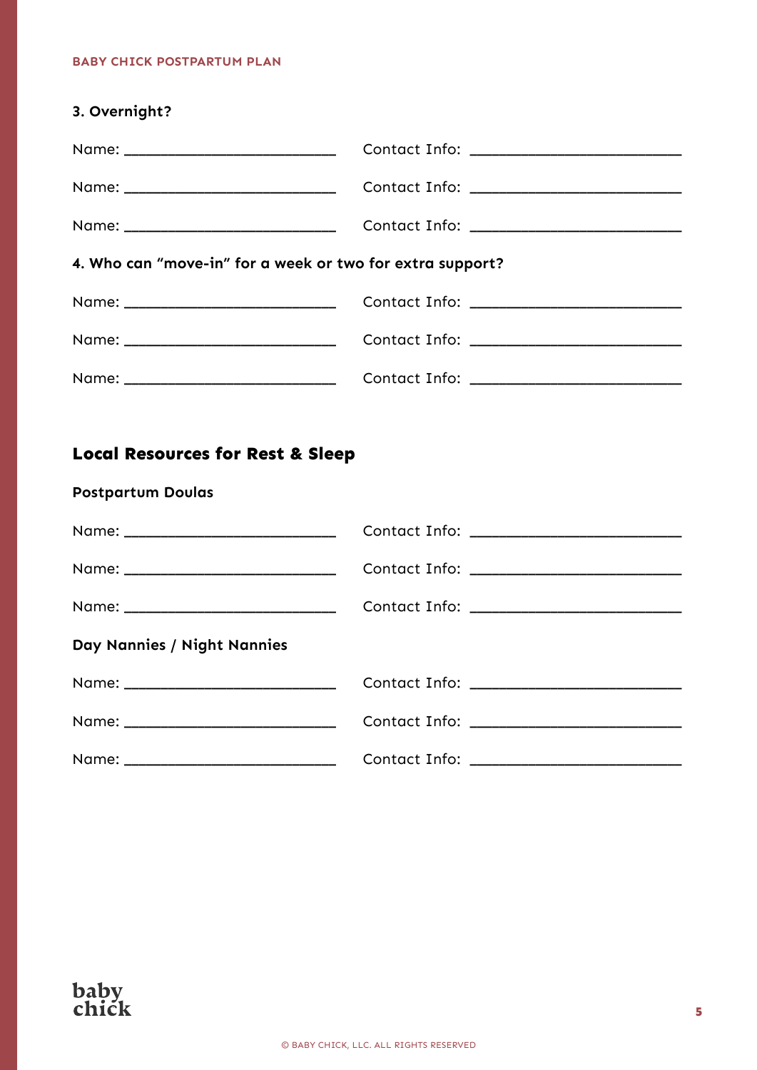**3. Overnight?**

Name: ________________________ Contact Info: ________________________

Name: ________________________ Contact Info: ________________________

Name: ________________________ Contact Info: ________________________

**4. Who can "move-in" for a week or two for extra support?**

Name: ________________________ Contact Info: ________________________

Name: ________________________ Contact Info: ________________________

Name: ________________________ Contact Info: ________________________

## Local Resources for Rest & Sleep

### Postpartum Doulas

Name: ________________________ Contact Info: ________________________

Name: ________________________ Contact Info: ________________________

Name: ________________________ Contact Info: ________________________

### Day Nannies / Night Nannies

Name: ________________________ Contact Info: ________________________

Name: ________________________ Contact Info: ________________________

Name: ________________________ Contact Info: ________________________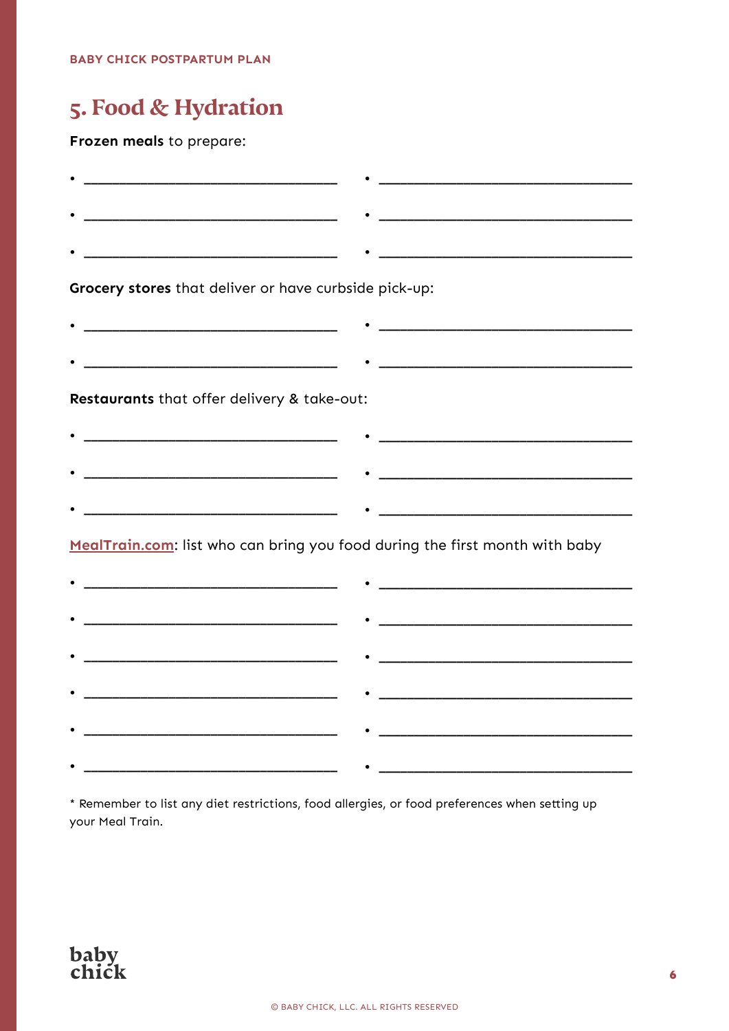## 5. Food & Hydration

**Frozen meals** to prepare:

- ______________________________
- ______________________________
- ______________________________
- ______________________________
- ______________________________
- ______________________________

**Grocery stores** that deliver or have curbside pick-up:

- ______________________________
- ______________________________
- ______________________________
- ______________________________

**Restaurants** that offer delivery & take-out:

- ______________________________
- ______________________________
- ______________________________
- ______________________________
- ______________________________
- ______________________________

MealTrain.com: list who can bring you food during the first month with baby

- ______________________________
- ______________________________
- ______________________________
- ______________________________
- ______________________________
- ______________________________
- ______________________________
- ______________________________
- ______________________________
- ______________________________
- ______________________________
- ______________________________

* Remember to list any diet restrictions, food allergies, or food preferences when setting up your Meal Train.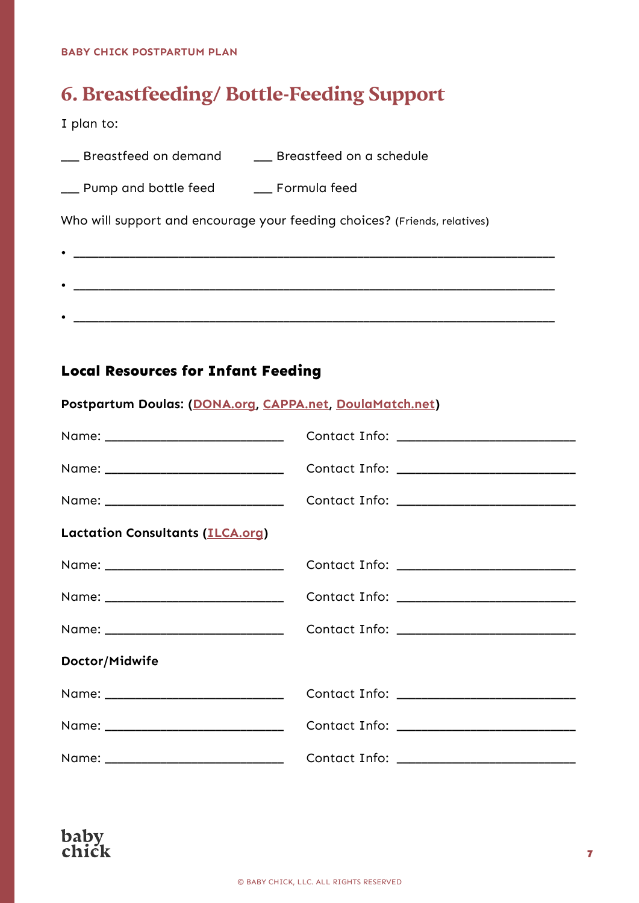## 6. Breastfeeding/ Bottle-Feeding Support

I plan to:

___ Breastfeed on demand ___ Breastfeed on a schedule

___ Pump and bottle feed ___ Formula feed

Who will support and encourage your feeding choices? (Friends, relatives)

- ______________________________________________________________
- ______________________________________________________________
- ______________________________________________________________

### Local Resources for Infant Feeding

**Postpartum Doulas: (DONA.org, CAPPA.net, DoulaMatch.net)**

Name: ______________________ Contact Info: ______________________

Name: ______________________ Contact Info: ______________________

Name: ______________________ Contact Info: ______________________

**Lactation Consultants (ILCA.org)**

Name: ______________________ Contact Info: ______________________

Name: ______________________ Contact Info: ______________________

Name: ______________________ Contact Info: ______________________

**Doctor/Midwife**

Name: ______________________ Contact Info: ______________________

Name: ______________________ Contact Info: ______________________

Name: ______________________ Contact Info: ______________________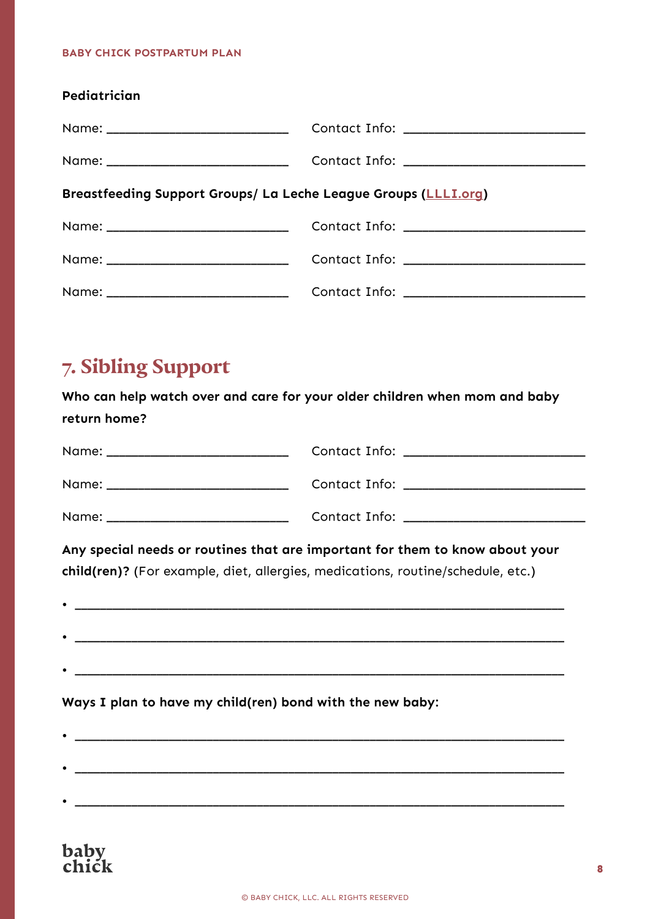**Pediatrician**

Name: ______________________ Contact Info: ______________________

Name: ______________________ Contact Info: ______________________

**Breastfeeding Support Groups/ La Leche League Groups ([LLLI.org](LLLI.org))**

Name: ______________________ Contact Info: ______________________

Name: ______________________ Contact Info: ______________________

Name: ______________________ Contact Info: ______________________

## 7. Sibling Support

**Who can help watch over and care for your older children when mom and baby return home?**

Name: ______________________ Contact Info: ______________________

Name: ______________________ Contact Info: ______________________

Name: ______________________ Contact Info: ______________________

**Any special needs or routines that are important for them to know about your child(ren)?** (For example, diet, allergies, medications, routine/schedule, etc.)

- ________________________________________________________________
- ________________________________________________________________
- ________________________________________________________________

**Ways I plan to have my child(ren) bond with the new baby:**

- ________________________________________________________________
- ________________________________________________________________
- ________________________________________________________________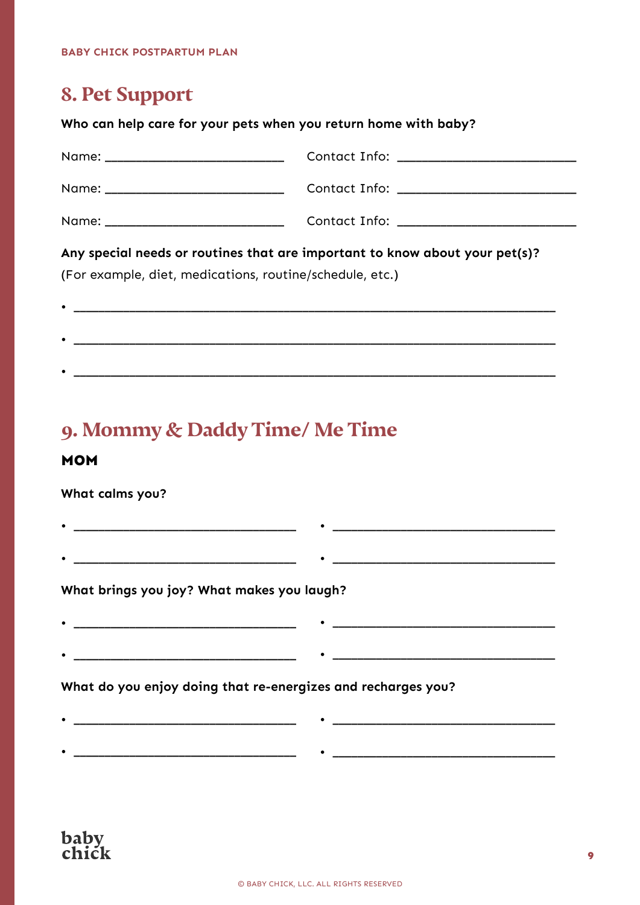## 8. Pet Support

**Who can help care for your pets when you return home with baby?**

Name: ________________________ Contact Info: ________________________

Name: ________________________ Contact Info: ________________________

Name: ________________________ Contact Info: ________________________

**Any special needs or routines that are important to know about your pet(s)?**
(For example, diet, medications, routine/schedule, etc.)

- ____________________________________________________________
- ____________________________________________________________
- ____________________________________________________________

## 9. Mommy & Daddy Time/ Me Time

### MOM

**What calms you?**

- ______________________________
- ______________________________
- ______________________________
- ______________________________

**What brings you joy? What makes you laugh?**

- ______________________________
- ______________________________
- ______________________________
- ______________________________

**What do you enjoy doing that re-energizes and recharges you?**

- ______________________________
- ______________________________
- ______________________________
- ______________________________

© BABY CHICK, LLC. ALL RIGHTS RESERVED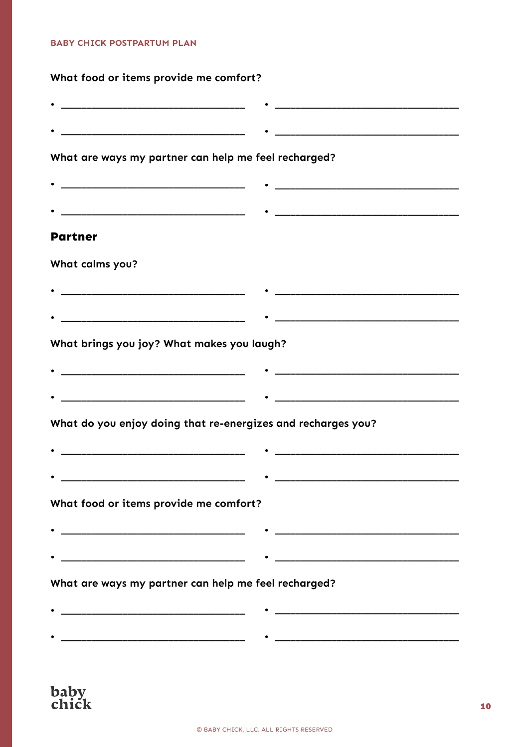**What food or items provide me comfort?**

- ______________________________
- ______________________________
- ______________________________
- ______________________________

**What are ways my partner can help me feel recharged?**

- ______________________________
- ______________________________
- ______________________________
- ______________________________

## Partner

**What calms you?**

- ______________________________
- ______________________________
- ______________________________
- ______________________________

**What brings you joy? What makes you laugh?**

- ______________________________
- ______________________________
- ______________________________
- ______________________________

**What do you enjoy doing that re-energizes and recharges you?**

- ______________________________
- ______________________________
- ______________________________
- ______________________________

**What food or items provide me comfort?**

- ______________________________
- ______________________________
- ______________________________
- ______________________________

**What are ways my partner can help me feel recharged?**

- ______________________________
- ______________________________
- ______________________________
- ______________________________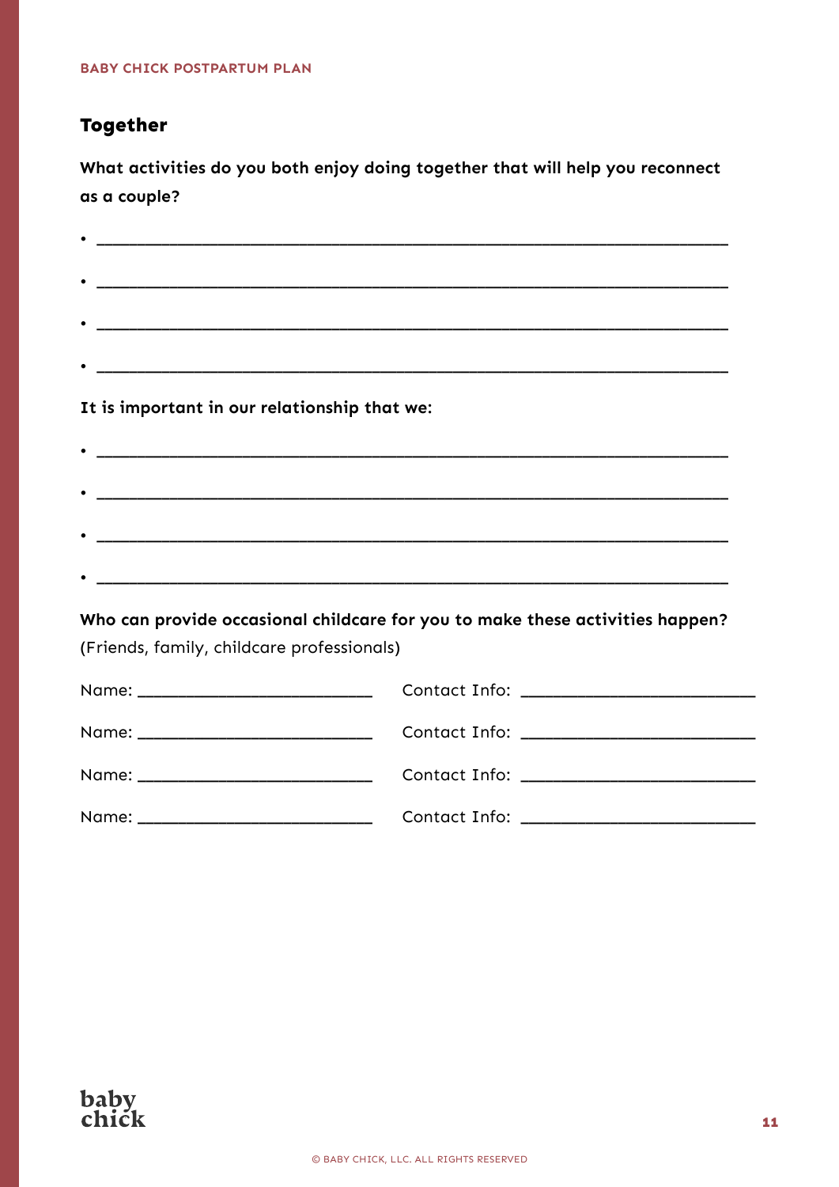## Together

**What activities do you both enjoy doing together that will help you reconnect as a couple?**

- ______________________________________________
- ______________________________________________
- ______________________________________________
- ______________________________________________

**It is important in our relationship that we:**

- ______________________________________________
- ______________________________________________
- ______________________________________________
- ______________________________________________

**Who can provide occasional childcare for you to make these activities happen?**
(Friends, family, childcare professionals)

Name: ____________________ Contact Info: ____________________

Name: ____________________ Contact Info: ____________________

Name: ____________________ Contact Info: ____________________

Name: ____________________ Contact Info: ____________________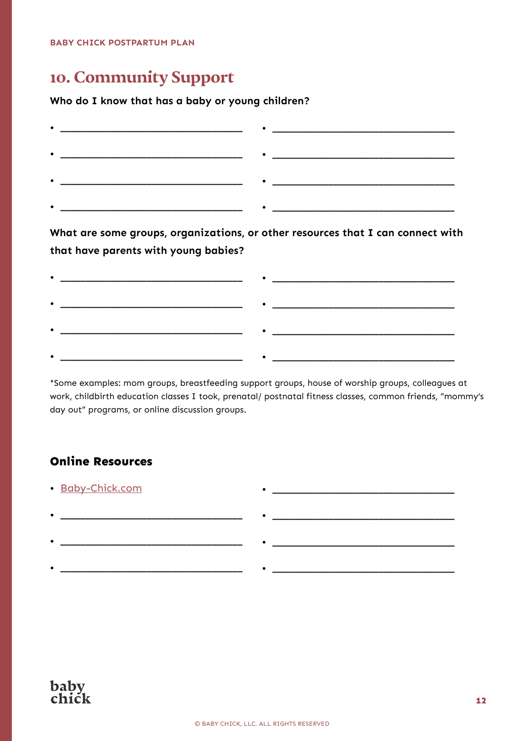# 10. Community Support

**Who do I know that has a baby or young children?**

- ______________________________
- ______________________________
- ______________________________
- ______________________________
- ______________________________
- ______________________________
- ______________________________
- ______________________________

**What are some groups, organizations, or other resources that I can connect with that have parents with young babies?**

- ______________________________
- ______________________________
- ______________________________
- ______________________________
- ______________________________
- ______________________________
- ______________________________
- ______________________________

*Some examples: mom groups, breastfeeding support groups, house of worship groups, colleagues at work, childbirth education classes I took, prenatal/ postnatal fitness classes, common friends, "mommy's day out" programs, or online discussion groups.

## Online Resources

- Baby-Chick.com
- ______________________________
- ______________________________
- ______________________________
- ______________________________
- ______________________________
- ______________________________
- ______________________________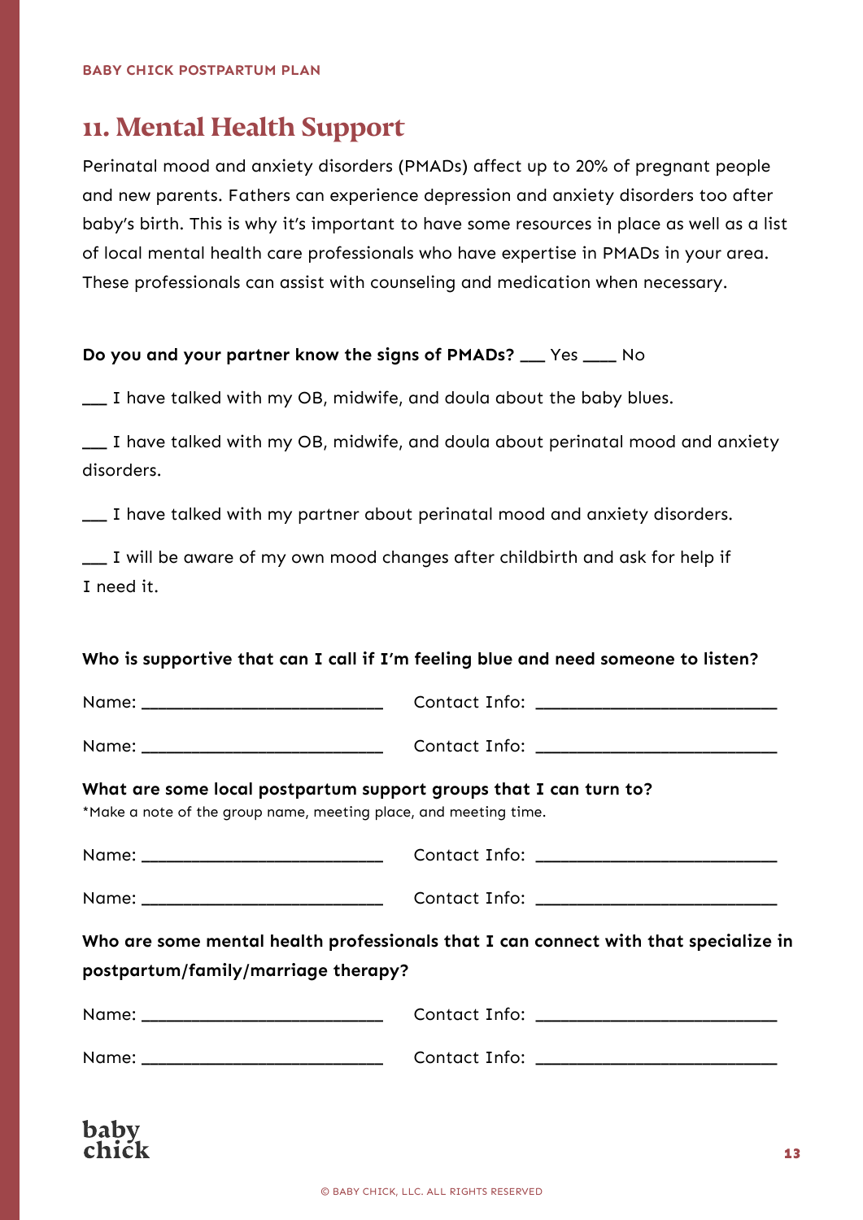## 11. Mental Health Support

Perinatal mood and anxiety disorders (PMADs) affect up to 20% of pregnant people and new parents. Fathers can experience depression and anxiety disorders too after baby's birth. This is why it's important to have some resources in place as well as a list of local mental health care professionals who have expertise in PMADs in your area. These professionals can assist with counseling and medication when necessary.

**Do you and your partner know the signs of PMADs?** ___ Yes ____ No

___ I have talked with my OB, midwife, and doula about the baby blues.

___ I have talked with my OB, midwife, and doula about perinatal mood and anxiety disorders.

___ I have talked with my partner about perinatal mood and anxiety disorders.

___ I will be aware of my own mood changes after childbirth and ask for help if I need it.

**Who is supportive that can I call if I'm feeling blue and need someone to listen?**

Name: __________________________ Contact Info: __________________________

Name: __________________________ Contact Info: __________________________

**What are some local postpartum support groups that I can turn to?**

*Make a note of the group name, meeting place, and meeting time.

Name: __________________________ Contact Info: __________________________

Name: __________________________ Contact Info: __________________________

**Who are some mental health professionals that I can connect with that specialize in postpartum/family/marriage therapy?**

Name: __________________________ Contact Info: __________________________

Name: __________________________ Contact Info: __________________________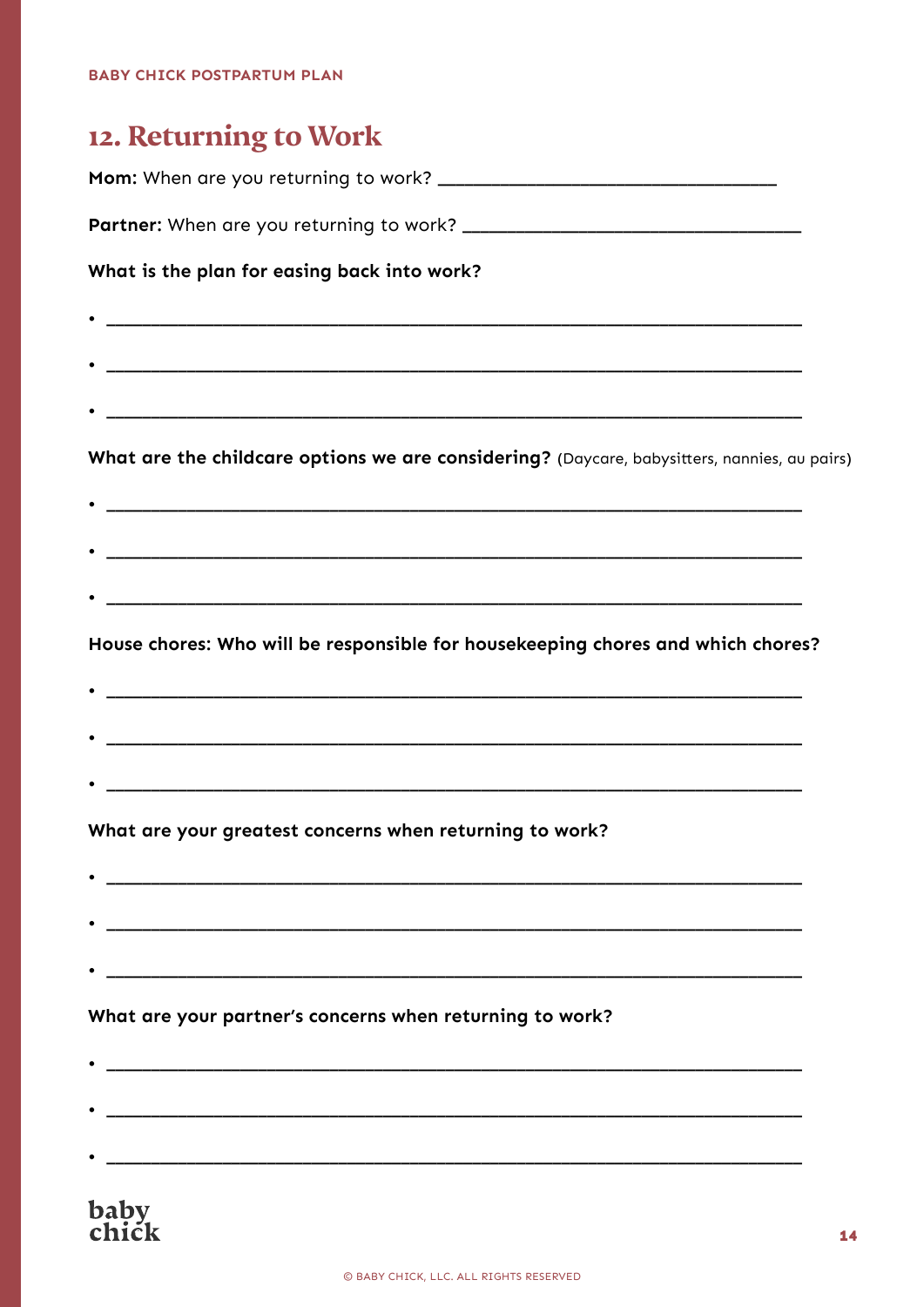## 12. Returning to Work

**Mom:** When are you returning to work? ________________________________

**Partner:** When are you returning to work? ________________________________

**What is the plan for easing back into work?**

- ________________________________________________________________
- ________________________________________________________________
- ________________________________________________________________

**What are the childcare options we are considering?** (Daycare, babysitters, nannies, au pairs)

- ________________________________________________________________
- ________________________________________________________________
- ________________________________________________________________

**House chores: Who will be responsible for housekeeping chores and which chores?**

- ________________________________________________________________
- ________________________________________________________________
- ________________________________________________________________

**What are your greatest concerns when returning to work?**

- ________________________________________________________________
- ________________________________________________________________
- ________________________________________________________________

**What are your partner's concerns when returning to work?**

- ________________________________________________________________
- ________________________________________________________________
- ________________________________________________________________

baby chick

© BABY CHICK, LLC. ALL RIGHTS RESERVED